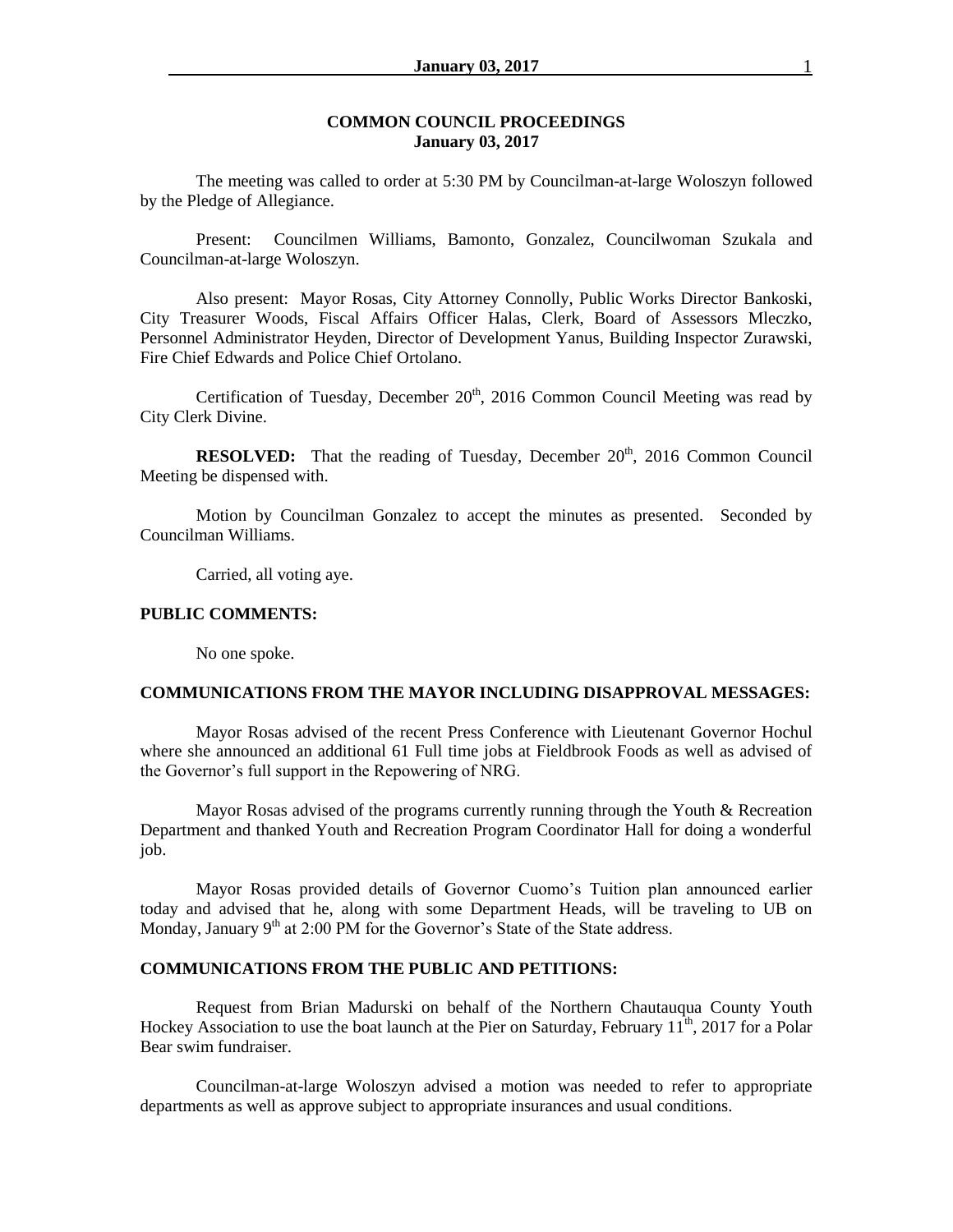## COMMON COUNCIL PROCEEDINGS
## January 03, 2017

The meeting was called to order at 5:30 PM by Councilman-at-large Woloszyn followed by the Pledge of Allegiance.

Present: Councilmen Williams, Bamonto, Gonzalez, Councilwoman Szukala and Councilman-at-large Woloszyn.

Also present: Mayor Rosas, City Attorney Connolly, Public Works Director Bankoski, City Treasurer Woods, Fiscal Affairs Officer Halas, Clerk, Board of Assessors Mleczko, Personnel Administrator Heyden, Director of Development Yanus, Building Inspector Zurawski, Fire Chief Edwards and Police Chief Ortolano.

Certification of Tuesday, December 20th, 2016 Common Council Meeting was read by City Clerk Divine.

**RESOLVED:** That the reading of Tuesday, December 20th, 2016 Common Council Meeting be dispensed with.

Motion by Councilman Gonzalez to accept the minutes as presented. Seconded by Councilman Williams.

Carried, all voting aye.

**PUBLIC COMMENTS:**

No one spoke.

**COMMUNICATIONS FROM THE MAYOR INCLUDING DISAPPROVAL MESSAGES:**

Mayor Rosas advised of the recent Press Conference with Lieutenant Governor Hochul where she announced an additional 61 Full time jobs at Fieldbrook Foods as well as advised of the Governor's full support in the Repowering of NRG.

Mayor Rosas advised of the programs currently running through the Youth & Recreation Department and thanked Youth and Recreation Program Coordinator Hall for doing a wonderful job.

Mayor Rosas provided details of Governor Cuomo's Tuition plan announced earlier today and advised that he, along with some Department Heads, will be traveling to UB on Monday, January 9th at 2:00 PM for the Governor's State of the State address.

**COMMUNICATIONS FROM THE PUBLIC AND PETITIONS:**

Request from Brian Madurski on behalf of the Northern Chautauqua County Youth Hockey Association to use the boat launch at the Pier on Saturday, February 11th, 2017 for a Polar Bear swim fundraiser.

Councilman-at-large Woloszyn advised a motion was needed to refer to appropriate departments as well as approve subject to appropriate insurances and usual conditions.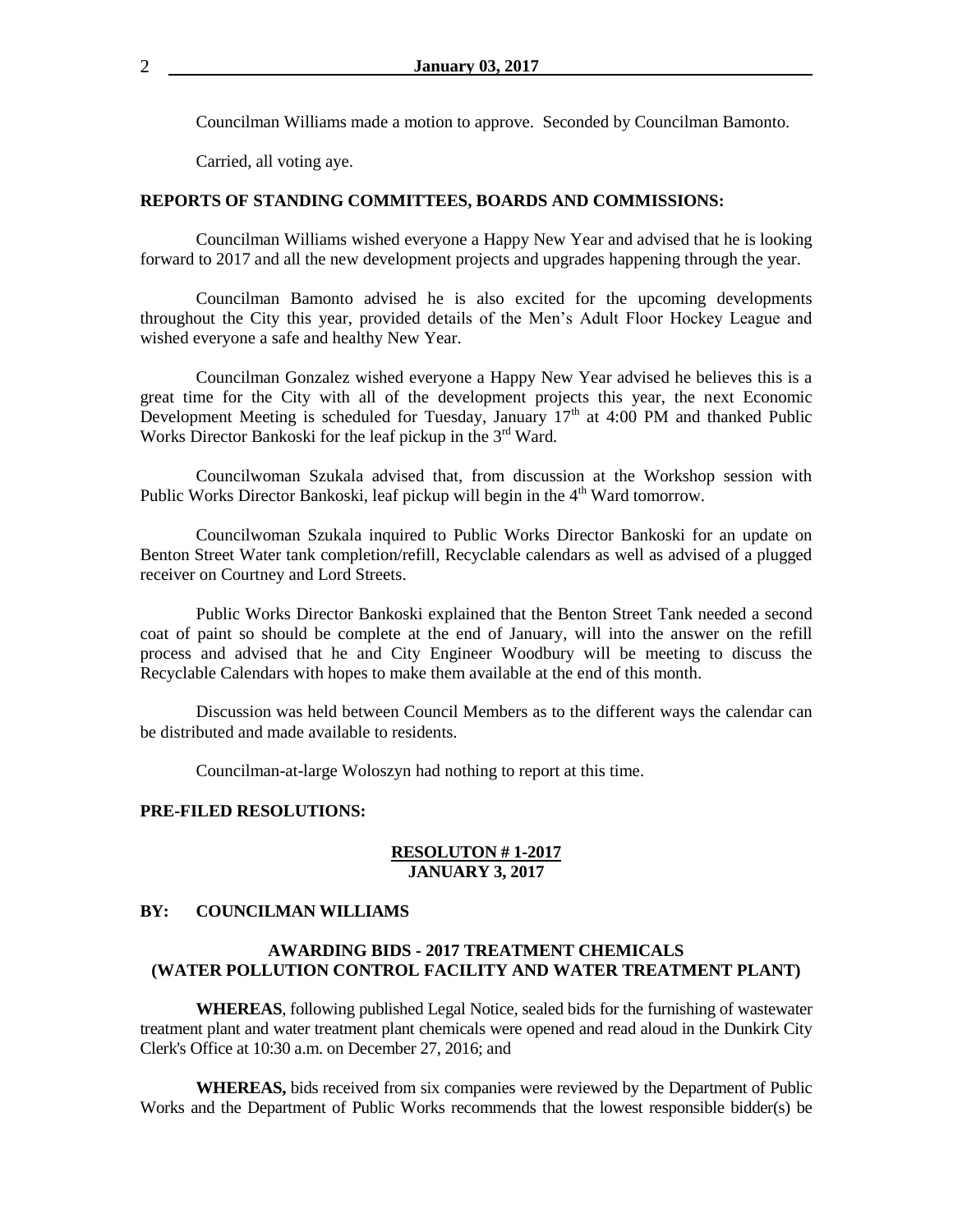Councilman Williams made a motion to approve. Seconded by Councilman Bamonto.

Carried, all voting aye.

**REPORTS OF STANDING COMMITTEES, BOARDS AND COMMISSIONS:**

Councilman Williams wished everyone a Happy New Year and advised that he is looking forward to 2017 and all the new development projects and upgrades happening through the year.

Councilman Bamonto advised he is also excited for the upcoming developments throughout the City this year, provided details of the Men's Adult Floor Hockey League and wished everyone a safe and healthy New Year.

Councilman Gonzalez wished everyone a Happy New Year advised he believes this is a great time for the City with all of the development projects this year, the next Economic Development Meeting is scheduled for Tuesday, January 17th at 4:00 PM and thanked Public Works Director Bankoski for the leaf pickup in the 3rd Ward.

Councilwoman Szukala advised that, from discussion at the Workshop session with Public Works Director Bankoski, leaf pickup will begin in the 4th Ward tomorrow.

Councilwoman Szukala inquired to Public Works Director Bankoski for an update on Benton Street Water tank completion/refill, Recyclable calendars as well as advised of a plugged receiver on Courtney and Lord Streets.

Public Works Director Bankoski explained that the Benton Street Tank needed a second coat of paint so should be complete at the end of January, will into the answer on the refill process and advised that he and City Engineer Woodbury will be meeting to discuss the Recyclable Calendars with hopes to make them available at the end of this month.

Discussion was held between Council Members as to the different ways the calendar can be distributed and made available to residents.

Councilman-at-large Woloszyn had nothing to report at this time.

**PRE-FILED RESOLUTIONS:**

**RESOLUTON # 1-2017**
**JANUARY 3, 2017**

**BY: COUNCILMAN WILLIAMS**

**AWARDING BIDS - 2017 TREATMENT CHEMICALS (WATER POLLUTION CONTROL FACILITY AND WATER TREATMENT PLANT)**

**WHEREAS**, following published Legal Notice, sealed bids for the furnishing of wastewater treatment plant and water treatment plant chemicals were opened and read aloud in the Dunkirk City Clerk's Office at 10:30 a.m. on December 27, 2016; and

**WHEREAS,** bids received from six companies were reviewed by the Department of Public Works and the Department of Public Works recommends that the lowest responsible bidder(s) be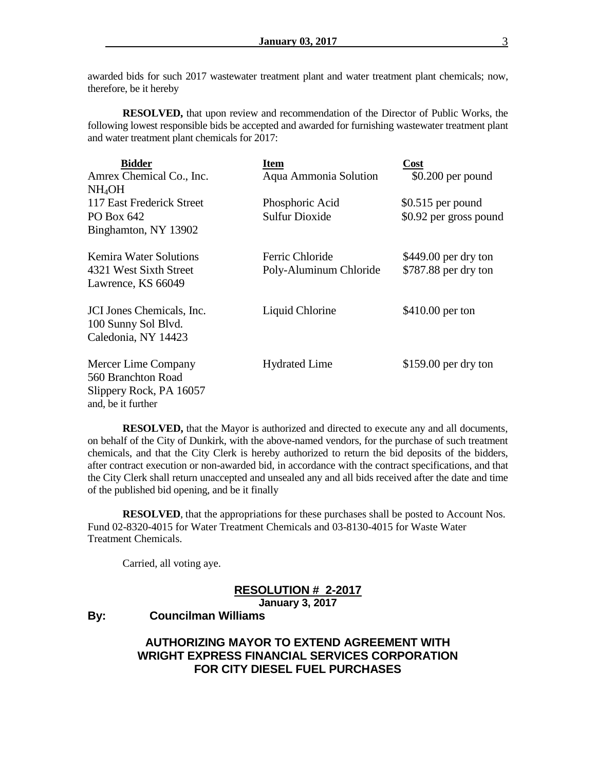awarded bids for such 2017 wastewater treatment plant and water treatment plant chemicals; now, therefore, be it hereby

**RESOLVED,** that upon review and recommendation of the Director of Public Works, the following lowest responsible bids be accepted and awarded for furnishing wastewater treatment plant and water treatment plant chemicals for 2017:

| Bidder | Item | Cost |
|---|---|---|
| Amrex Chemical Co., Inc. | Aqua Ammonia Solution | \$0.200 per pound |
| $NH_4OH$ | | |
| 117 East Frederick Street | Phosphoric Acid | \$0.515 per pound |
| PO Box 642 | Sulfur Dioxide | \$0.92 per gross pound |
| Binghamton, NY 13902 | | |
| Kemira Water Solutions | Ferric Chloride | \$449.00 per dry ton |
| 4321 West Sixth Street | Poly-Aluminum Chloride | \$787.88 per dry ton |
| Lawrence, KS 66049 | | |
| JCI Jones Chemicals, Inc. | Liquid Chlorine | \$410.00 per ton |
| 100 Sunny Sol Blvd. | | |
| Caledonia, NY 14423 | | |
| Mercer Lime Company | Hydrated Lime | \$159.00 per dry ton |
| 560 Branchton Road | | |
| Slippery Rock, PA 16057 | | |

and, be it further

**RESOLVED,** that the Mayor is authorized and directed to execute any and all documents, on behalf of the City of Dunkirk, with the above-named vendors, for the purchase of such treatment chemicals, and that the City Clerk is hereby authorized to return the bid deposits of the bidders, after contract execution or non-awarded bid, in accordance with the contract specifications, and that the City Clerk shall return unaccepted and unsealed any and all bids received after the date and time of the published bid opening, and be it finally

**RESOLVED**, that the appropriations for these purchases shall be posted to Account Nos. Fund 02-8320-4015 for Water Treatment Chemicals and 03-8130-4015 for Waste Water Treatment Chemicals.

Carried, all voting aye.

## RESOLUTION # 2-2017

**January 3, 2017**

**By: Councilman Williams**

## AUTHORIZING MAYOR TO EXTEND AGREEMENT WITH WRIGHT EXPRESS FINANCIAL SERVICES CORPORATION FOR CITY DIESEL FUEL PURCHASES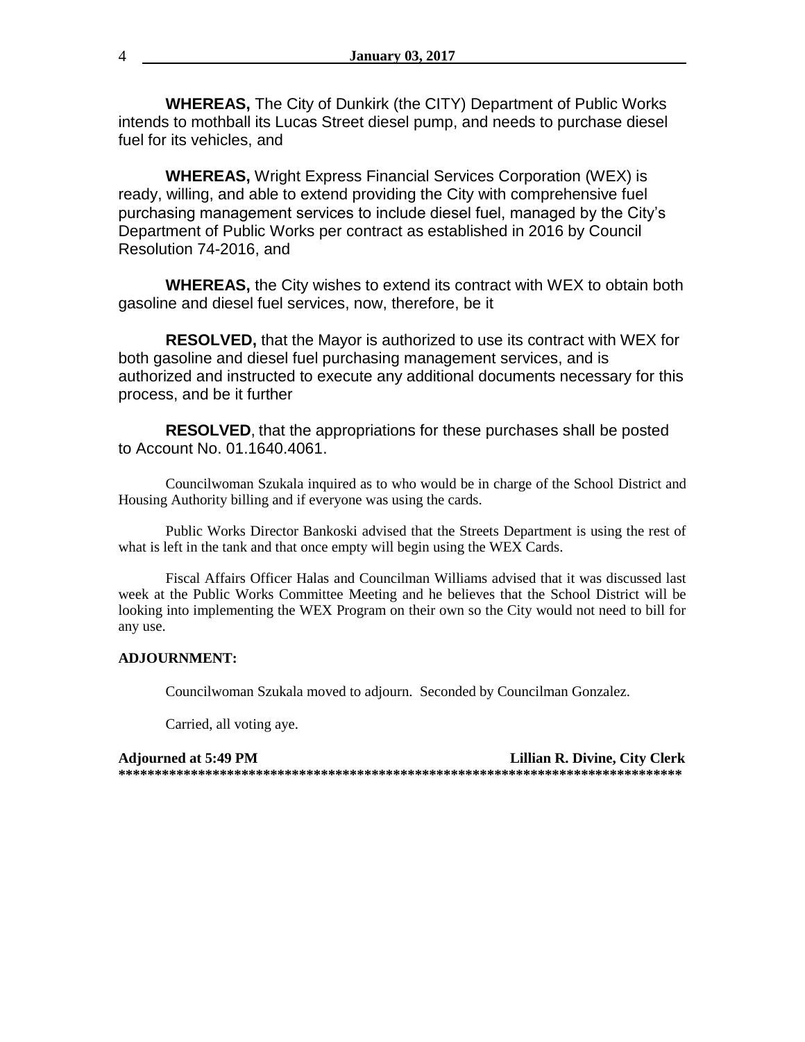**WHEREAS,** The City of Dunkirk (the CITY) Department of Public Works intends to mothball its Lucas Street diesel pump, and needs to purchase diesel fuel for its vehicles, and

**WHEREAS,** Wright Express Financial Services Corporation (WEX) is ready, willing, and able to extend providing the City with comprehensive fuel purchasing management services to include diesel fuel, managed by the City's Department of Public Works per contract as established in 2016 by Council Resolution 74-2016, and

**WHEREAS,** the City wishes to extend its contract with WEX to obtain both gasoline and diesel fuel services, now, therefore, be it

**RESOLVED,** that the Mayor is authorized to use its contract with WEX for both gasoline and diesel fuel purchasing management services, and is authorized and instructed to execute any additional documents necessary for this process, and be it further

**RESOLVED**, that the appropriations for these purchases shall be posted to Account No. 01.1640.4061.

Councilwoman Szukala inquired as to who would be in charge of the School District and Housing Authority billing and if everyone was using the cards.

Public Works Director Bankoski advised that the Streets Department is using the rest of what is left in the tank and that once empty will begin using the WEX Cards.

Fiscal Affairs Officer Halas and Councilman Williams advised that it was discussed last week at the Public Works Committee Meeting and he believes that the School District will be looking into implementing the WEX Program on their own so the City would not need to bill for any use.

**ADJOURNMENT:**

Councilwoman Szukala moved to adjourn. Seconded by Councilman Gonzalez.

Carried, all voting aye.

**Adjourned at 5:49 PM** **Lillian R. Divine, City Clerk**

**********************************************************************************